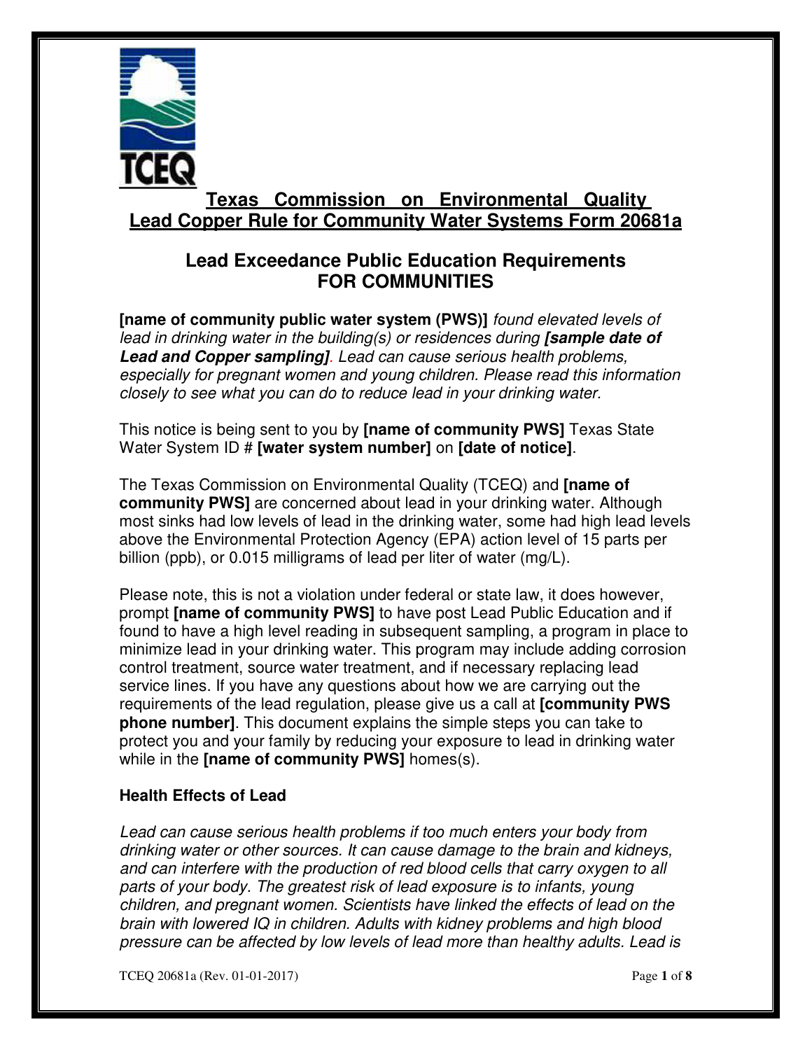# Texas Commission on Environmental Quality
# Lead Copper Rule for Community Water Systems Form 20681a

## Lead Exceedance Public Education Requirements FOR COMMUNITIES

**[name of community public water system (PWS)]** *found elevated levels of lead in drinking water in the building(s) or residences during* ***[sample date of Lead and Copper sampling]****. Lead can cause serious health problems, especially for pregnant women and young children. Please read this information closely to see what you can do to reduce lead in your drinking water.*

This notice is being sent to you by **[name of community PWS]** Texas State Water System ID # **[water system number]** on **[date of notice]**.

The Texas Commission on Environmental Quality (TCEQ) and **[name of community PWS]** are concerned about lead in your drinking water. Although most sinks had low levels of lead in the drinking water, some had high lead levels above the Environmental Protection Agency (EPA) action level of 15 parts per billion (ppb), or 0.015 milligrams of lead per liter of water (mg/L).

Please note, this is not a violation under federal or state law, it does however, prompt **[name of community PWS]** to have post Lead Public Education and if found to have a high level reading in subsequent sampling, a program in place to minimize lead in your drinking water. This program may include adding corrosion control treatment, source water treatment, and if necessary replacing lead service lines. If you have any questions about how we are carrying out the requirements of the lead regulation, please give us a call at **[community PWS phone number]**. This document explains the simple steps you can take to protect you and your family by reducing your exposure to lead in drinking water while in the **[name of community PWS]** homes(s).

### Health Effects of Lead

*Lead can cause serious health problems if too much enters your body from drinking water or other sources. It can cause damage to the brain and kidneys, and can interfere with the production of red blood cells that carry oxygen to all parts of your body. The greatest risk of lead exposure is to infants, young children, and pregnant women. Scientists have linked the effects of lead on the brain with lowered IQ in children. Adults with kidney problems and high blood pressure can be affected by low levels of lead more than healthy adults. Lead is*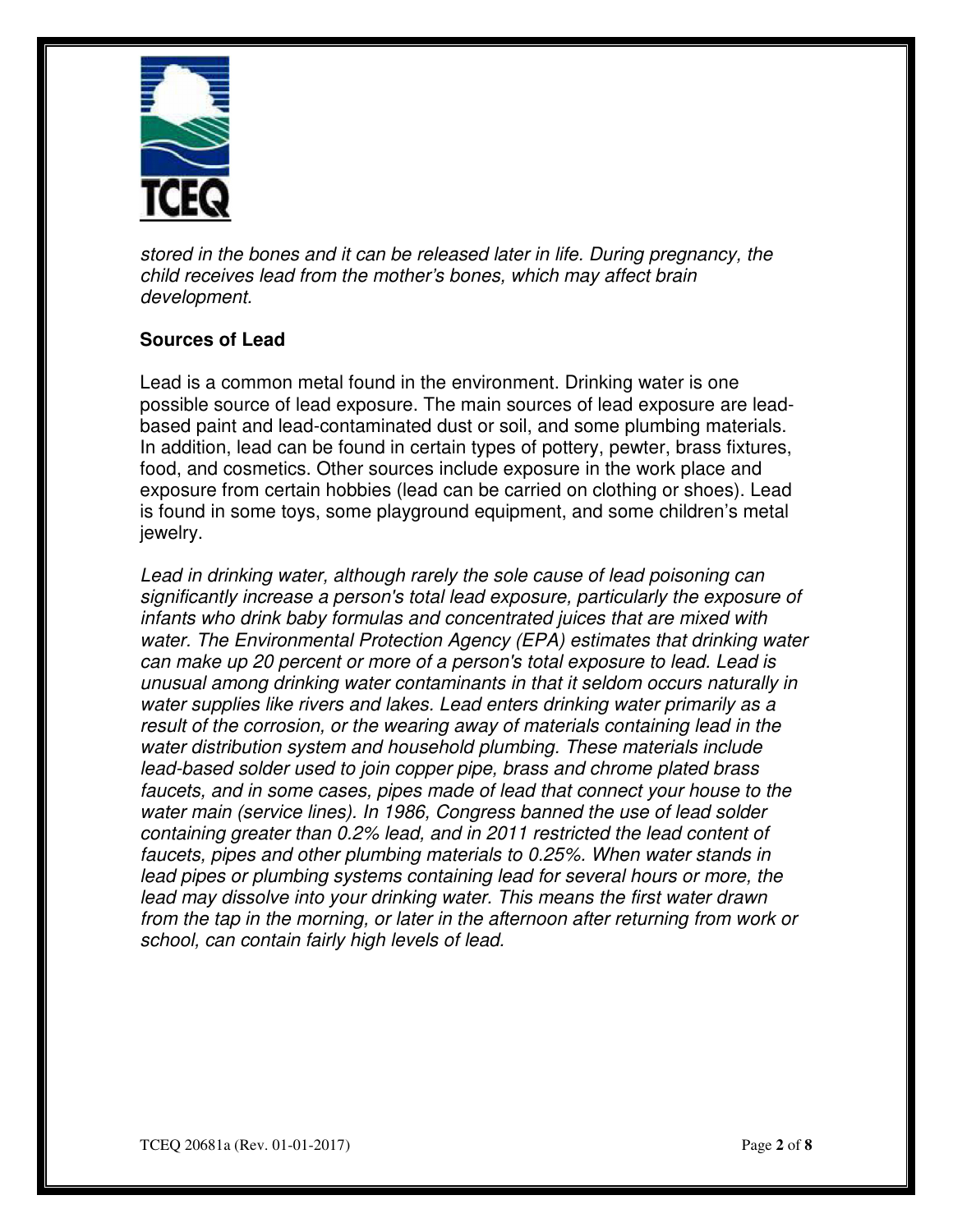*stored in the bones and it can be released later in life. During pregnancy, the child receives lead from the mother's bones, which may affect brain development.*

**Sources of Lead**

Lead is a common metal found in the environment. Drinking water is one possible source of lead exposure. The main sources of lead exposure are lead-based paint and lead-contaminated dust or soil, and some plumbing materials. In addition, lead can be found in certain types of pottery, pewter, brass fixtures, food, and cosmetics. Other sources include exposure in the work place and exposure from certain hobbies (lead can be carried on clothing or shoes). Lead is found in some toys, some playground equipment, and some children's metal jewelry.

*Lead in drinking water, although rarely the sole cause of lead poisoning can significantly increase a person's total lead exposure, particularly the exposure of infants who drink baby formulas and concentrated juices that are mixed with water. The Environmental Protection Agency (EPA) estimates that drinking water can make up 20 percent or more of a person's total exposure to lead. Lead is unusual among drinking water contaminants in that it seldom occurs naturally in water supplies like rivers and lakes. Lead enters drinking water primarily as a result of the corrosion, or the wearing away of materials containing lead in the water distribution system and household plumbing. These materials include lead-based solder used to join copper pipe, brass and chrome plated brass faucets, and in some cases, pipes made of lead that connect your house to the water main (service lines). In 1986, Congress banned the use of lead solder containing greater than 0.2% lead, and in 2011 restricted the lead content of faucets, pipes and other plumbing materials to 0.25%. When water stands in lead pipes or plumbing systems containing lead for several hours or more, the lead may dissolve into your drinking water. This means the first water drawn from the tap in the morning, or later in the afternoon after returning from work or school, can contain fairly high levels of lead.*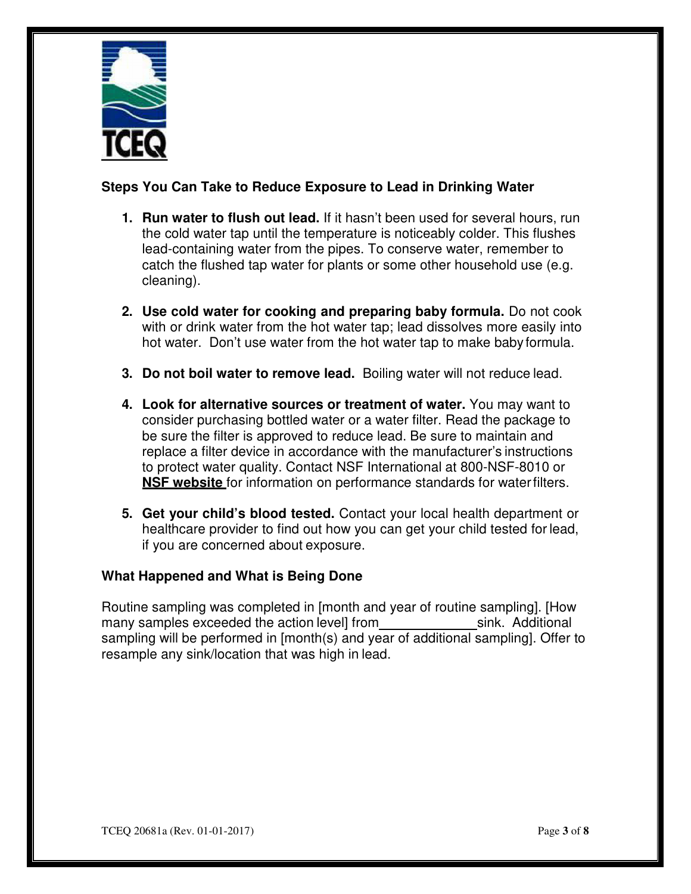TCEQ

**Steps You Can Take to Reduce Exposure to Lead in Drinking Water**

1. **Run water to flush out lead.** If it hasn't been used for several hours, run the cold water tap until the temperature is noticeably colder. This flushes lead-containing water from the pipes. To conserve water, remember to catch the flushed tap water for plants or some other household use (e.g. cleaning).

2. **Use cold water for cooking and preparing baby formula.** Do not cook with or drink water from the hot water tap; lead dissolves more easily into hot water. Don't use water from the hot water tap to make baby formula.

3. **Do not boil water to remove lead.** Boiling water will not reduce lead.

4. **Look for alternative sources or treatment of water.** You may want to consider purchasing bottled water or a water filter. Read the package to be sure the filter is approved to reduce lead. Be sure to maintain and replace a filter device in accordance with the manufacturer's instructions to protect water quality. Contact NSF International at 800-NSF-8010 or **NSF website** for information on performance standards for water filters.

5. **Get your child's blood tested.** Contact your local health department or healthcare provider to find out how you can get your child tested for lead, if you are concerned about exposure.

**What Happened and What is Being Done**

Routine sampling was completed in [month and year of routine sampling]. [How many samples exceeded the action level] from_____________sink. Additional sampling will be performed in [month(s) and year of additional sampling]. Offer to resample any sink/location that was high in lead.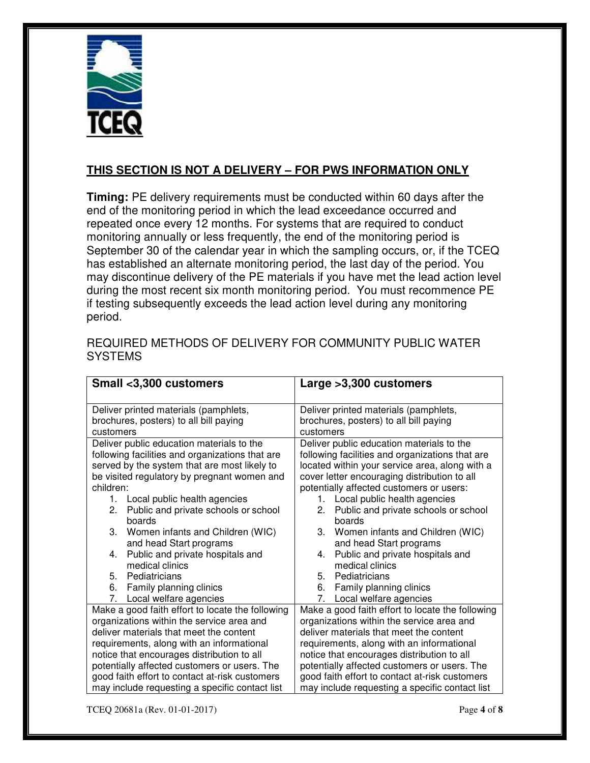**THIS SECTION IS NOT A DELIVERY – FOR PWS INFORMATION ONLY**

**Timing:** PE delivery requirements must be conducted within 60 days after the end of the monitoring period in which the lead exceedance occurred and repeated once every 12 months. For systems that are required to conduct monitoring annually or less frequently, the end of the monitoring period is September 30 of the calendar year in which the sampling occurs, or, if the TCEQ has established an alternate monitoring period, the last day of the period. You may discontinue delivery of the PE materials if you have met the lead action level during the most recent six month monitoring period. You must recommence PE if testing subsequently exceeds the lead action level during any monitoring period.

REQUIRED METHODS OF DELIVERY FOR COMMUNITY PUBLIC WATER SYSTEMS

| **Small <3,300 customers** | **Large >3,300 customers** |
|---|---|
| Deliver printed materials (pamphlets, brochures, posters) to all bill paying customers | Deliver printed materials (pamphlets, brochures, posters) to all bill paying customers |
| Deliver public education materials to the following facilities and organizations that are served by the system that are most likely to be visited regulatory by pregnant women and children:<br>1. Local public health agencies<br>2. Public and private schools or school boards<br>3. Women infants and Children (WIC) and head Start programs<br>4. Public and private hospitals and medical clinics<br>5. Pediatricians<br>6. Family planning clinics<br>7. Local welfare agencies | Deliver public education materials to the following facilities and organizations that are located within your service area, along with a cover letter encouraging distribution to all potentially affected customers or users:<br>1. Local public health agencies<br>2. Public and private schools or school boards<br>3. Women infants and Children (WIC) and head Start programs<br>4. Public and private hospitals and medical clinics<br>5. Pediatricians<br>6. Family planning clinics<br>7. Local welfare agencies |
| Make a good faith effort to locate the following organizations within the service area and deliver materials that meet the content requirements, along with an informational notice that encourages distribution to all potentially affected customers or users. The good faith effort to contact at-risk customers may include requesting a specific contact list | Make a good faith effort to locate the following organizations within the service area and deliver materials that meet the content requirements, along with an informational notice that encourages distribution to all potentially affected customers or users. The good faith effort to contact at-risk customers may include requesting a specific contact list |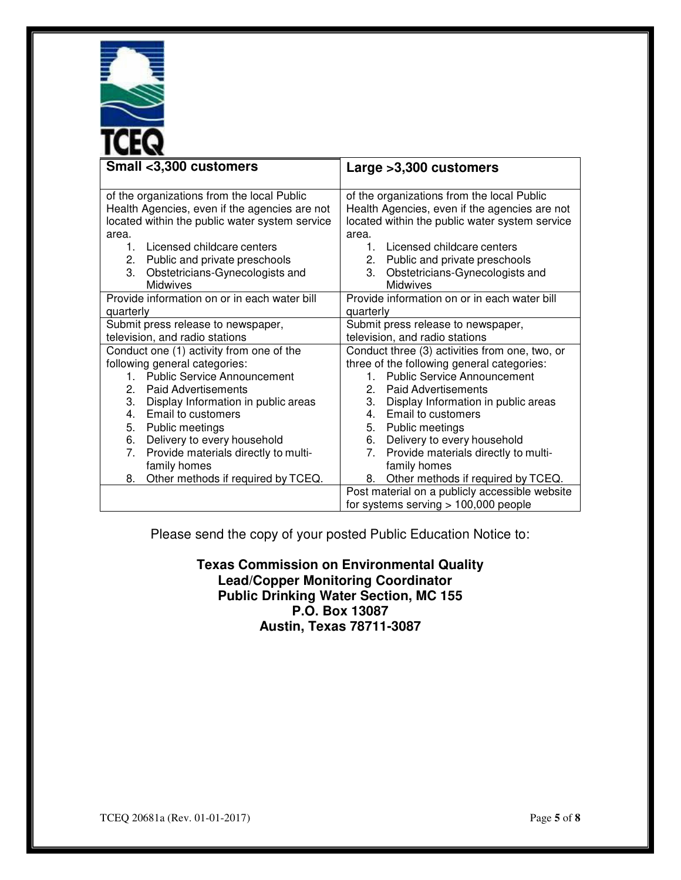| Small <3,300 customers | Large >3,300 customers |
| --- | --- |
| of the organizations from the local Public Health Agencies, even if the agencies are not located within the public water system service area.<br>1. Licensed childcare centers<br>2. Public and private preschools<br>3. Obstetricians-Gynecologists and Midwives | of the organizations from the local Public Health Agencies, even if the agencies are not located within the public water system service area.<br>1. Licensed childcare centers<br>2. Public and private preschools<br>3. Obstetricians-Gynecologists and Midwives |
| Provide information on or in each water bill quarterly | Provide information on or in each water bill quarterly |
| Submit press release to newspaper, television, and radio stations | Submit press release to newspaper, television, and radio stations |
| Conduct one (1) activity from one of the following general categories:<br>1. Public Service Announcement<br>2. Paid Advertisements<br>3. Display Information in public areas<br>4. Email to customers<br>5. Public meetings<br>6. Delivery to every household<br>7. Provide materials directly to multi-family homes<br>8. Other methods if required by TCEQ. | Conduct three (3) activities from one, two, or three of the following general categories:<br>1. Public Service Announcement<br>2. Paid Advertisements<br>3. Display Information in public areas<br>4. Email to customers<br>5. Public meetings<br>6. Delivery to every household<br>7. Provide materials directly to multi-family homes<br>8. Other methods if required by TCEQ. |
| | Post material on a publicly accessible website for systems serving > 100,000 people |

Please send the copy of your posted Public Education Notice to:

**Texas Commission on Environmental Quality**
**Lead/Copper Monitoring Coordinator**
**Public Drinking Water Section, MC 155**
**P.O. Box 13087**
**Austin, Texas 78711-3087**

TCEQ 20681a (Rev. 01-01-2017)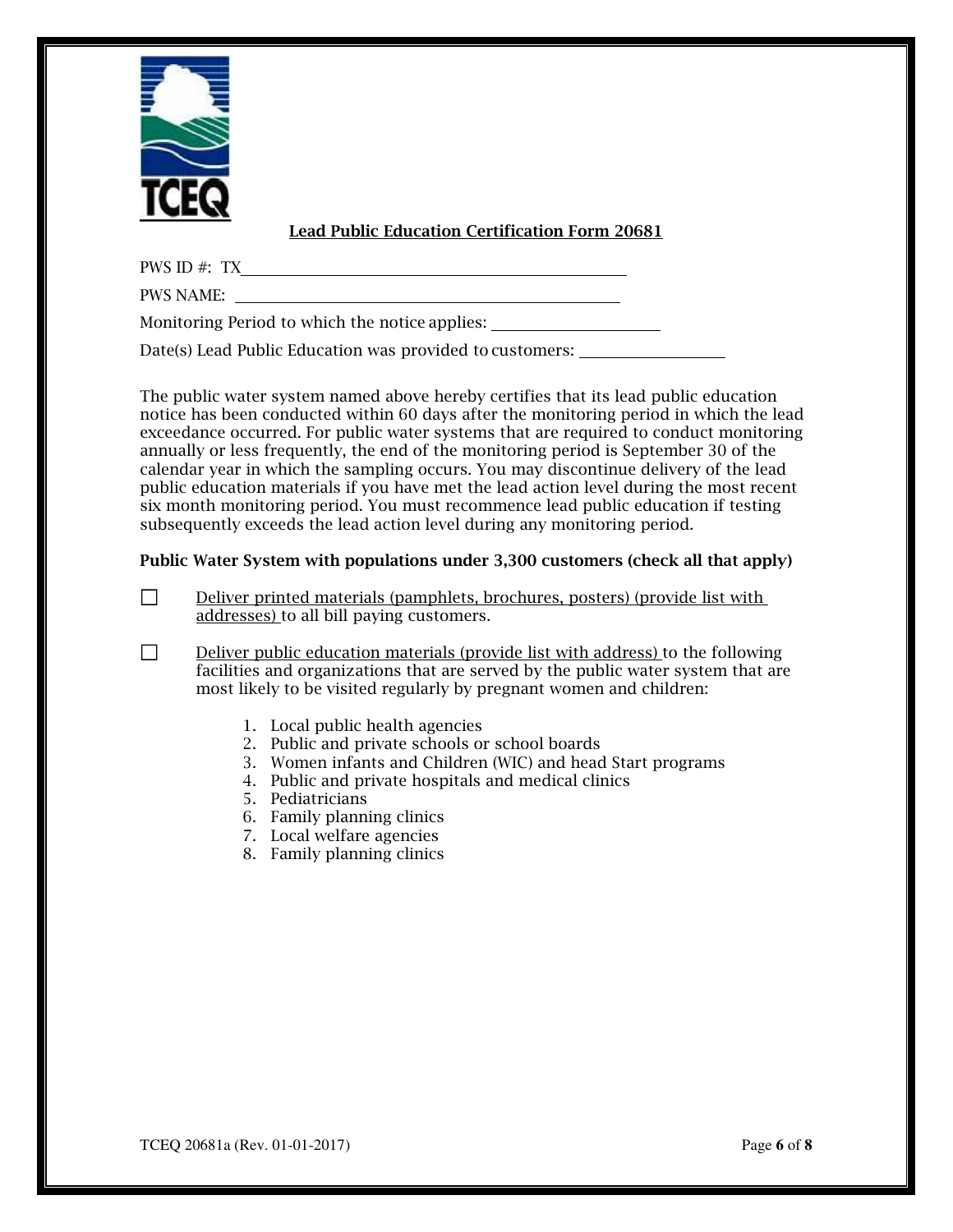## Lead Public Education Certification Form 20681

PWS ID #: TX\_\_\_\_\_\_\_\_\_\_\_\_\_\_\_\_\_\_\_\_\_\_\_\_\_\_\_\_\_\_\_\_\_\_\_\_

PWS NAME: \_\_\_\_\_\_\_\_\_\_\_\_\_\_\_\_\_\_\_\_\_\_\_\_\_\_\_\_\_\_\_\_\_\_\_\_

Monitoring Period to which the notice applies: \_\_\_\_\_\_\_\_\_\_\_\_\_\_\_\_\_\_

Date(s) Lead Public Education was provided to customers: \_\_\_\_\_\_\_\_\_\_\_\_\_\_\_\_

The public water system named above hereby certifies that its lead public education notice has been conducted within 60 days after the monitoring period in which the lead exceedance occurred. For public water systems that are required to conduct monitoring annually or less frequently, the end of the monitoring period is September 30 of the calendar year in which the sampling occurs. You may discontinue delivery of the lead public education materials if you have met the lead action level during the most recent six month monitoring period. You must recommence lead public education if testing subsequently exceeds the lead action level during any monitoring period.

**Public Water System with populations under 3,300 customers (check all that apply)**

- ☐ Deliver printed materials (pamphlets, brochures, posters) (provide list with addresses) to all bill paying customers.

- ☐ Deliver public education materials (provide list with address) to the following facilities and organizations that are served by the public water system that are most likely to be visited regularly by pregnant women and children:

    1. Local public health agencies
    2. Public and private schools or school boards
    3. Women infants and Children (WIC) and head Start programs
    4. Public and private hospitals and medical clinics
    5. Pediatricians
    6. Family planning clinics
    7. Local welfare agencies
    8. Family planning clinics

TCEQ 20681a (Rev. 01-01-2017)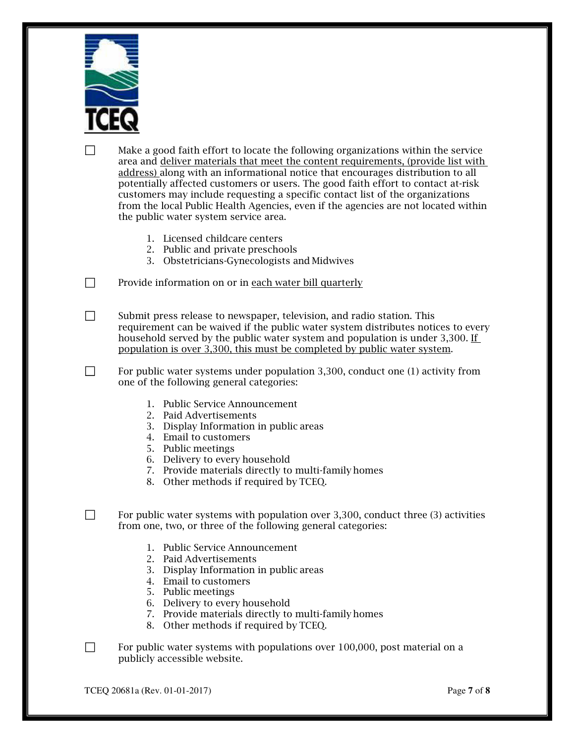- [ ] Make a good faith effort to locate the following organizations within the service area and <u>deliver materials that meet the content requirements, (provide list with address)</u> along with an informational notice that encourages distribution to all potentially affected customers or users. The good faith effort to contact at-risk customers may include requesting a specific contact list of the organizations from the local Public Health Agencies, even if the agencies are not located within the public water system service area.

    1. Licensed childcare centers
    2. Public and private preschools
    3. Obstetricians-Gynecologists and Midwives

- [ ] Provide information on or in <u>each water bill quarterly</u>

- [ ] Submit press release to newspaper, television, and radio station. This requirement can be waived if the public water system distributes notices to every household served by the public water system and population is under 3,300. <u>If population is over 3,300, this must be completed by public water system</u>.

- [ ] For public water systems under population 3,300, conduct one (1) activity from one of the following general categories:

    1. Public Service Announcement
    2. Paid Advertisements
    3. Display Information in public areas
    4. Email to customers
    5. Public meetings
    6. Delivery to every household
    7. Provide materials directly to multi-family homes
    8. Other methods if required by TCEQ.

- [ ] For public water systems with population over 3,300, conduct three (3) activities from one, two, or three of the following general categories:

    1. Public Service Announcement
    2. Paid Advertisements
    3. Display Information in public areas
    4. Email to customers
    5. Public meetings
    6. Delivery to every household
    7. Provide materials directly to multi-family homes
    8. Other methods if required by TCEQ.

- [ ] For public water systems with populations over 100,000, post material on a publicly accessible website.

TCEQ 20681a (Rev. 01-01-2017)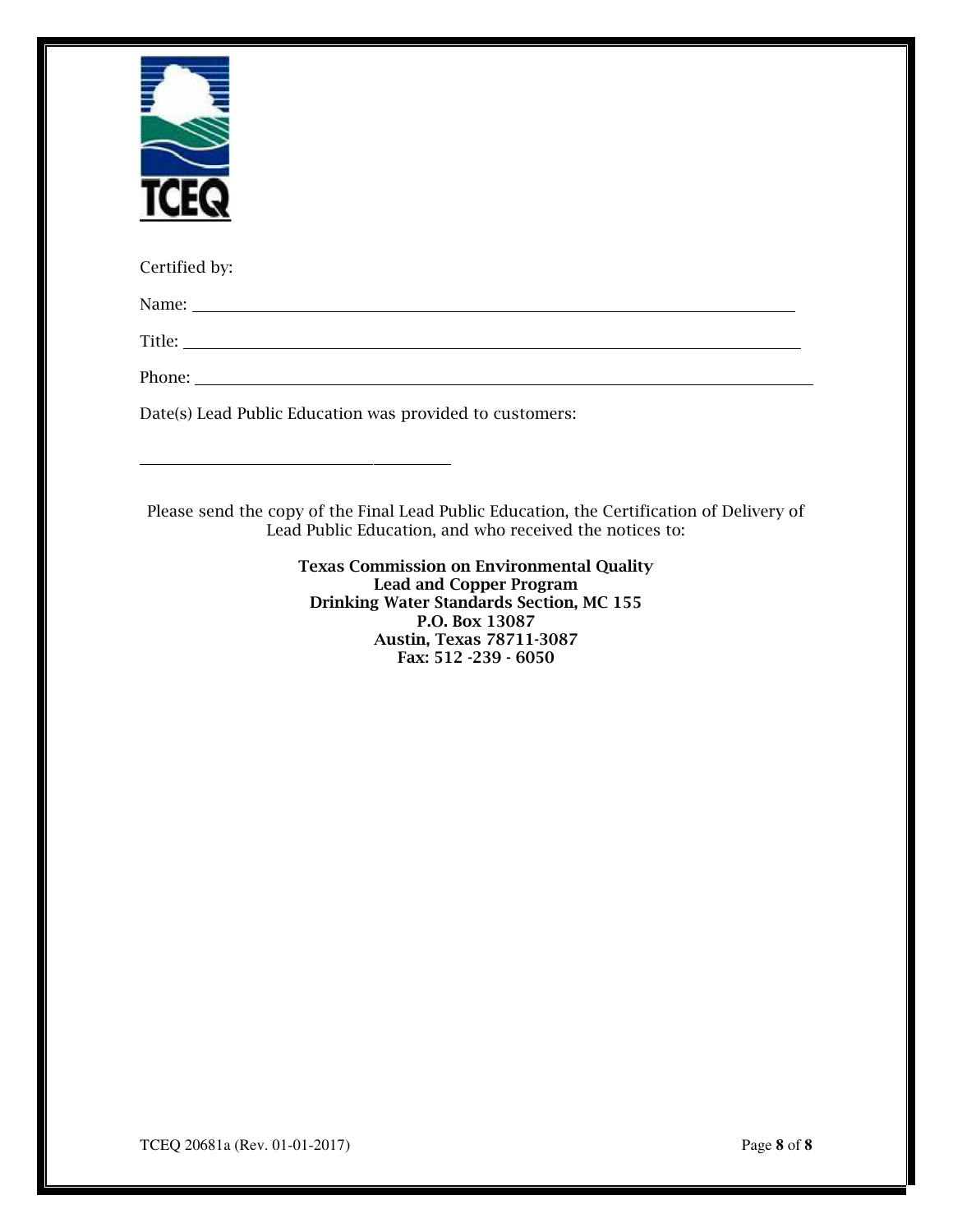Certified by:

Name: \_\_\_\_\_\_\_\_\_\_\_\_\_\_\_\_\_\_\_\_\_\_\_\_\_\_\_\_\_\_\_\_\_\_\_\_\_\_\_\_\_\_\_\_\_\_\_\_\_\_\_\_\_\_\_\_\_\_\_\_

Title: \_\_\_\_\_\_\_\_\_\_\_\_\_\_\_\_\_\_\_\_\_\_\_\_\_\_\_\_\_\_\_\_\_\_\_\_\_\_\_\_\_\_\_\_\_\_\_\_\_\_\_\_\_\_\_\_\_\_\_\_

Phone: \_\_\_\_\_\_\_\_\_\_\_\_\_\_\_\_\_\_\_\_\_\_\_\_\_\_\_\_\_\_\_\_\_\_\_\_\_\_\_\_\_\_\_\_\_\_\_\_\_\_\_\_\_\_\_\_\_\_\_\_

Date(s) Lead Public Education was provided to customers:

\_\_\_\_\_\_\_\_\_\_\_\_\_\_\_\_\_\_\_\_\_\_\_\_\_\_\_\_\_\_\_\_

Please send the copy of the Final Lead Public Education, the Certification of Delivery of Lead Public Education, and who received the notices to:

**Texas Commission on Environmental Quality**
**Lead and Copper Program**
**Drinking Water Standards Section, MC 155**
**P.O. Box 13087**
**Austin, Texas 78711-3087**
**Fax: 512 -239 - 6050**

TCEQ 20681a (Rev. 01-01-2017)